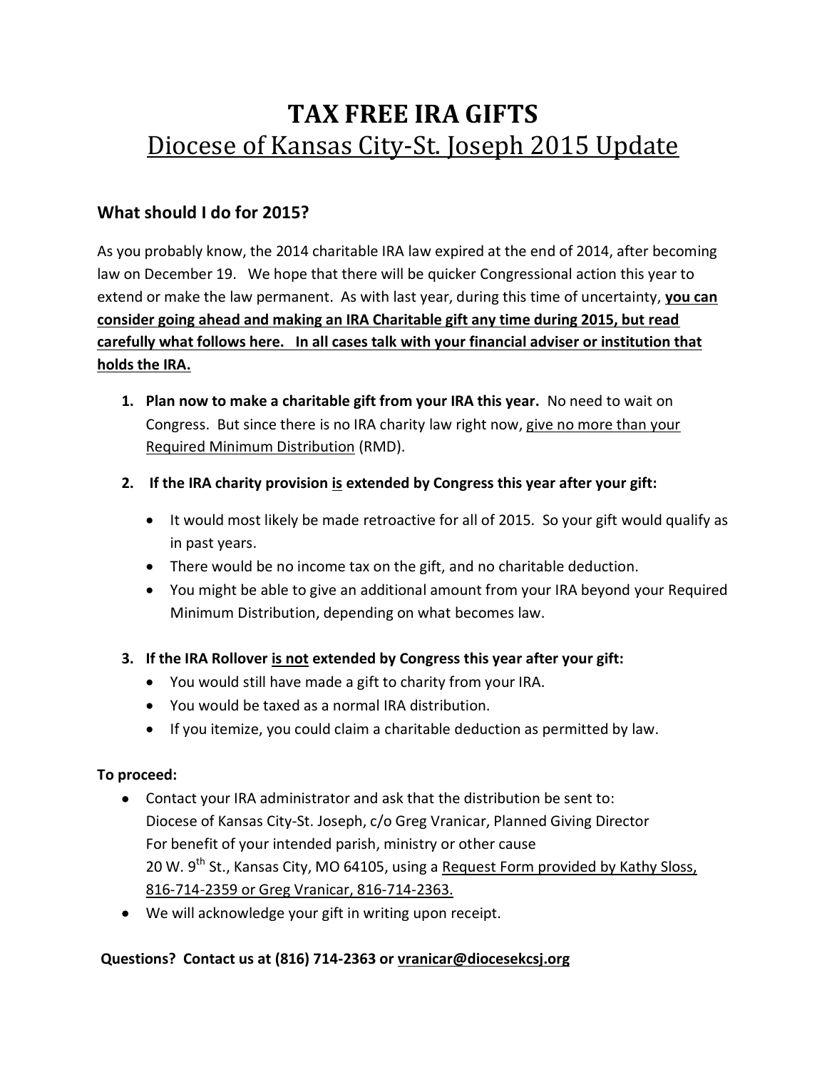# TAX FREE IRA GIFTS

## Diocese of Kansas City-St. Joseph 2015 Update

### What should I do for 2015?

As you probably know, the 2014 charitable IRA law expired at the end of 2014, after becoming law on December 19. We hope that there will be quicker Congressional action this year to extend or make the law permanent. As with last year, during this time of uncertainty, **you can consider going ahead and making an IRA Charitable gift any time during 2015, but read carefully what follows here. In all cases talk with your financial adviser or institution that holds the IRA.**

1. **Plan now to make a charitable gift from your IRA this year.** No need to wait on Congress. But since there is no IRA charity law right now, give no more than your Required Minimum Distribution (RMD).

2. **If the IRA charity provision is extended by Congress this year after your gift:**
   - It would most likely be made retroactive for all of 2015. So your gift would qualify as in past years.
   - There would be no income tax on the gift, and no charitable deduction.
   - You might be able to give an additional amount from your IRA beyond your Required Minimum Distribution, depending on what becomes law.

3. **If the IRA Rollover is not extended by Congress this year after your gift:**
   - You would still have made a gift to charity from your IRA.
   - You would be taxed as a normal IRA distribution.
   - If you itemize, you could claim a charitable deduction as permitted by law.

**To proceed:**

- Contact your IRA administrator and ask that the distribution be sent to:
  Diocese of Kansas City-St. Joseph, c/o Greg Vranicar, Planned Giving Director
  For benefit of your intended parish, ministry or other cause
  20 W. 9th St., Kansas City, MO 64105, using a Request Form provided by Kathy Sloss, 816-714-2359 or Greg Vranicar, 816-714-2363.
- We will acknowledge your gift in writing upon receipt.

**Questions? Contact us at (816) 714-2363 or vranicar@diocesekcsj.org**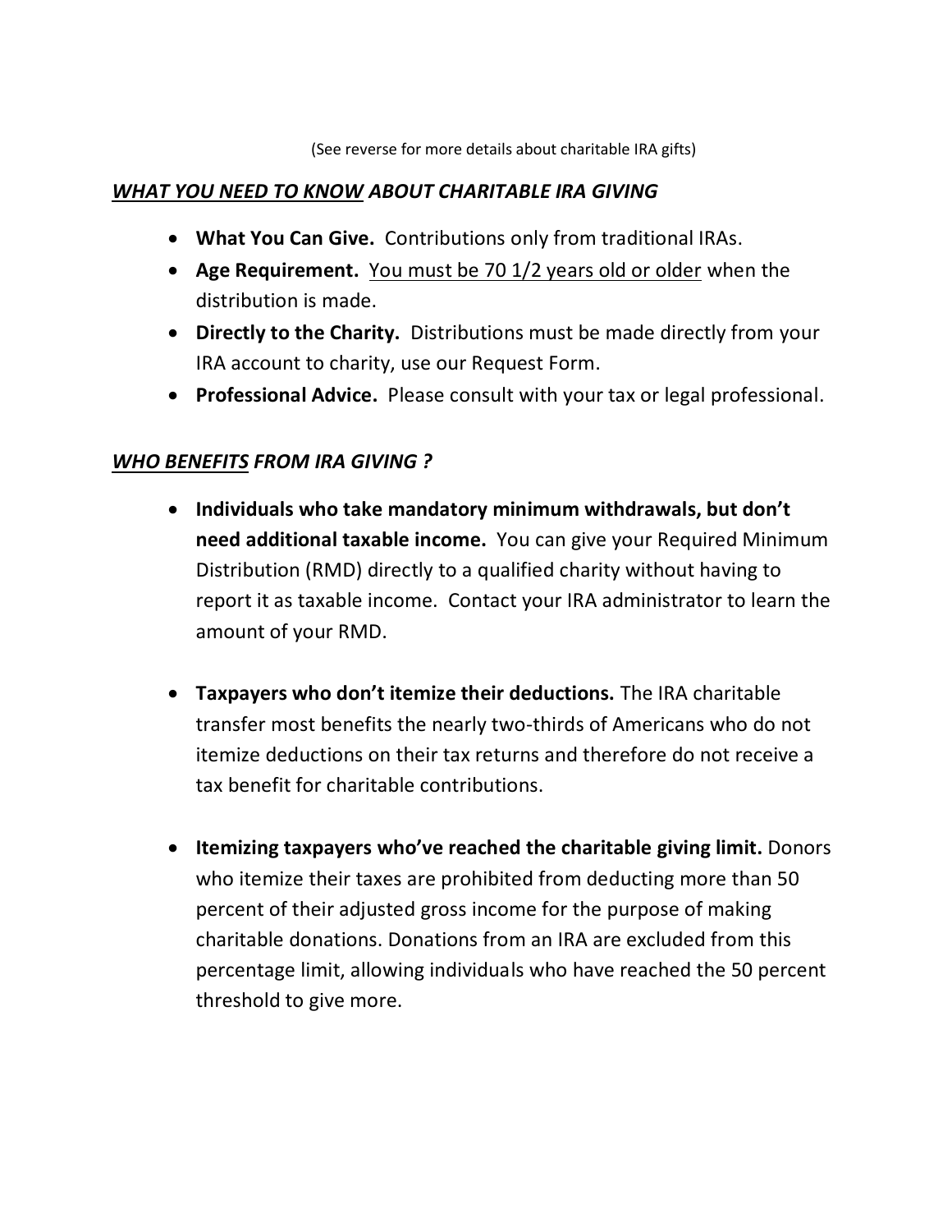(See reverse for more details about charitable IRA gifts)

## ***<u>WHAT YOU NEED TO KNOW</u> ABOUT CHARITABLE IRA GIVING***

- **What You Can Give.** Contributions only from traditional IRAs.
- **Age Requirement.** <u>You must be 70 1/2 years old or older</u> when the distribution is made.
- **Directly to the Charity.** Distributions must be made directly from your IRA account to charity, use our Request Form.
- **Professional Advice.** Please consult with your tax or legal professional.

## ***<u>WHO BENEFITS</u> FROM IRA GIVING ?***

- **Individuals who take mandatory minimum withdrawals, but don't need additional taxable income.** You can give your Required Minimum Distribution (RMD) directly to a qualified charity without having to report it as taxable income. Contact your IRA administrator to learn the amount of your RMD.

- **Taxpayers who don't itemize their deductions.** The IRA charitable transfer most benefits the nearly two-thirds of Americans who do not itemize deductions on their tax returns and therefore do not receive a tax benefit for charitable contributions.

- **Itemizing taxpayers who've reached the charitable giving limit.** Donors who itemize their taxes are prohibited from deducting more than 50 percent of their adjusted gross income for the purpose of making charitable donations. Donations from an IRA are excluded from this percentage limit, allowing individuals who have reached the 50 percent threshold to give more.